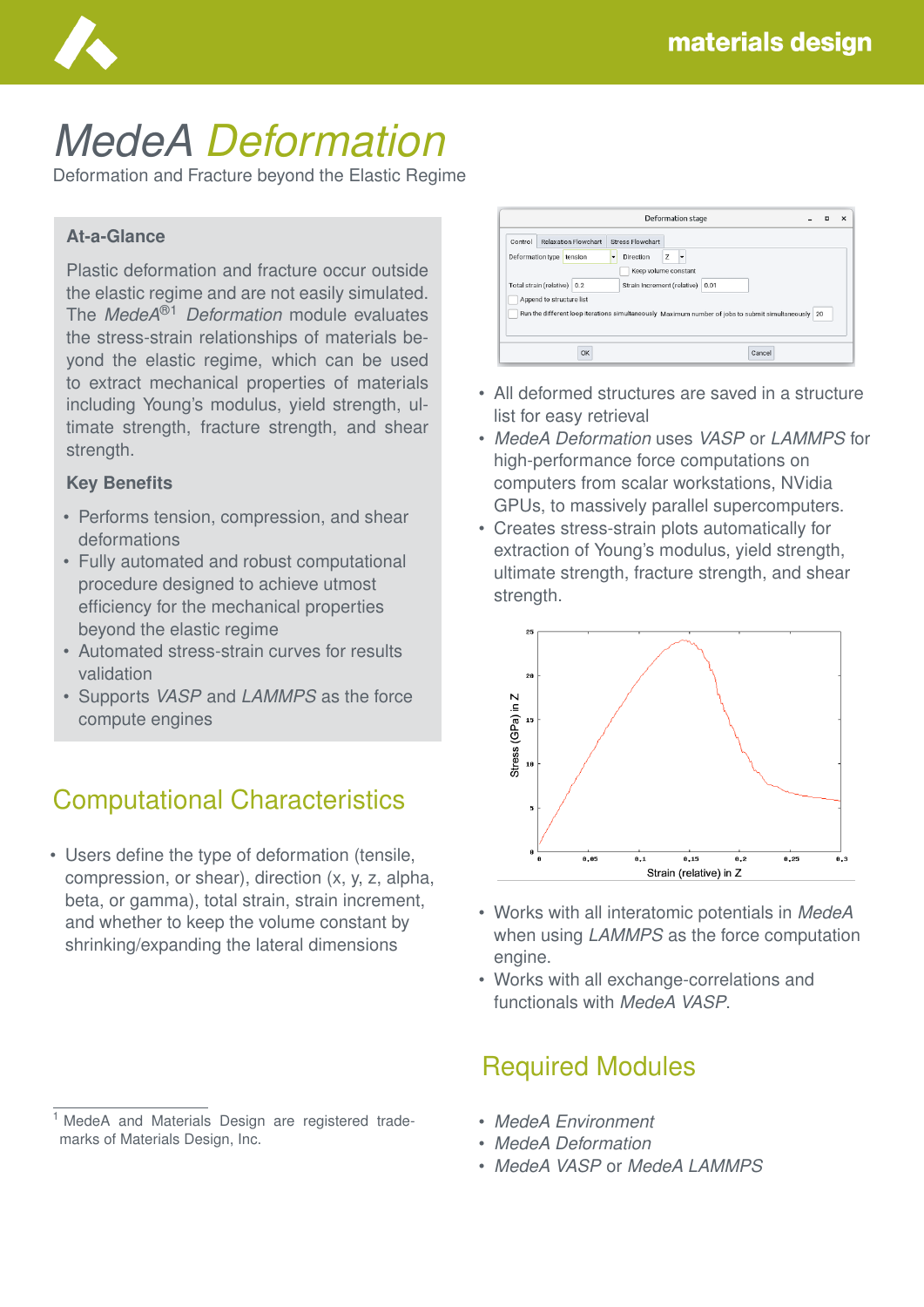# *MedeA Deformation*

Deformation and Fracture beyond the Elastic Regime

### At-a-Glance

Plastic deformation and fracture occur outside the elastic regime and are not easily simulated. The *MedeA*®[1] *Deformation* module evaluates the stress-strain relationships of materials beyond the elastic regime, which can be used to extract mechanical properties of materials including Young's modulus, yield strength, ultimate strength, fracture strength, and shear strength.

### Key Benefits

- Performs tension, compression, and shear deformations
- Fully automated and robust computational procedure designed to achieve utmost efficiency for the mechanical properties beyond the elastic regime
- Automated stress-strain curves for results validation
- Supports *VASP* and *LAMMPS* as the force compute engines

## Computational Characteristics

- Users define the type of deformation (tensile, compression, or shear), direction (x, y, z, alpha, beta, or gamma), total strain, strain increment, and whether to keep the volume constant by shrinking/expanding the lateral dimensions

- All deformed structures are saved in a structure list for easy retrieval
- *MedeA Deformation* uses *VASP* or *LAMMPS* for high-performance force computations on computers from scalar workstations, NVidia GPUs, to massively parallel supercomputers.
- Creates stress-strain plots automatically for extraction of Young's modulus, yield strength, ultimate strength, fracture strength, and shear strength.

- Works with all interatomic potentials in *MedeA* when using *LAMMPS* as the force computation engine.
- Works with all exchange-correlations and functionals with *MedeA VASP*.

## Required Modules

- *MedeA Environment*
- *MedeA Deformation*
- *MedeA VASP* or *MedeA LAMMPS*

[1] MedeA and Materials Design are registered trademarks of Materials Design, Inc.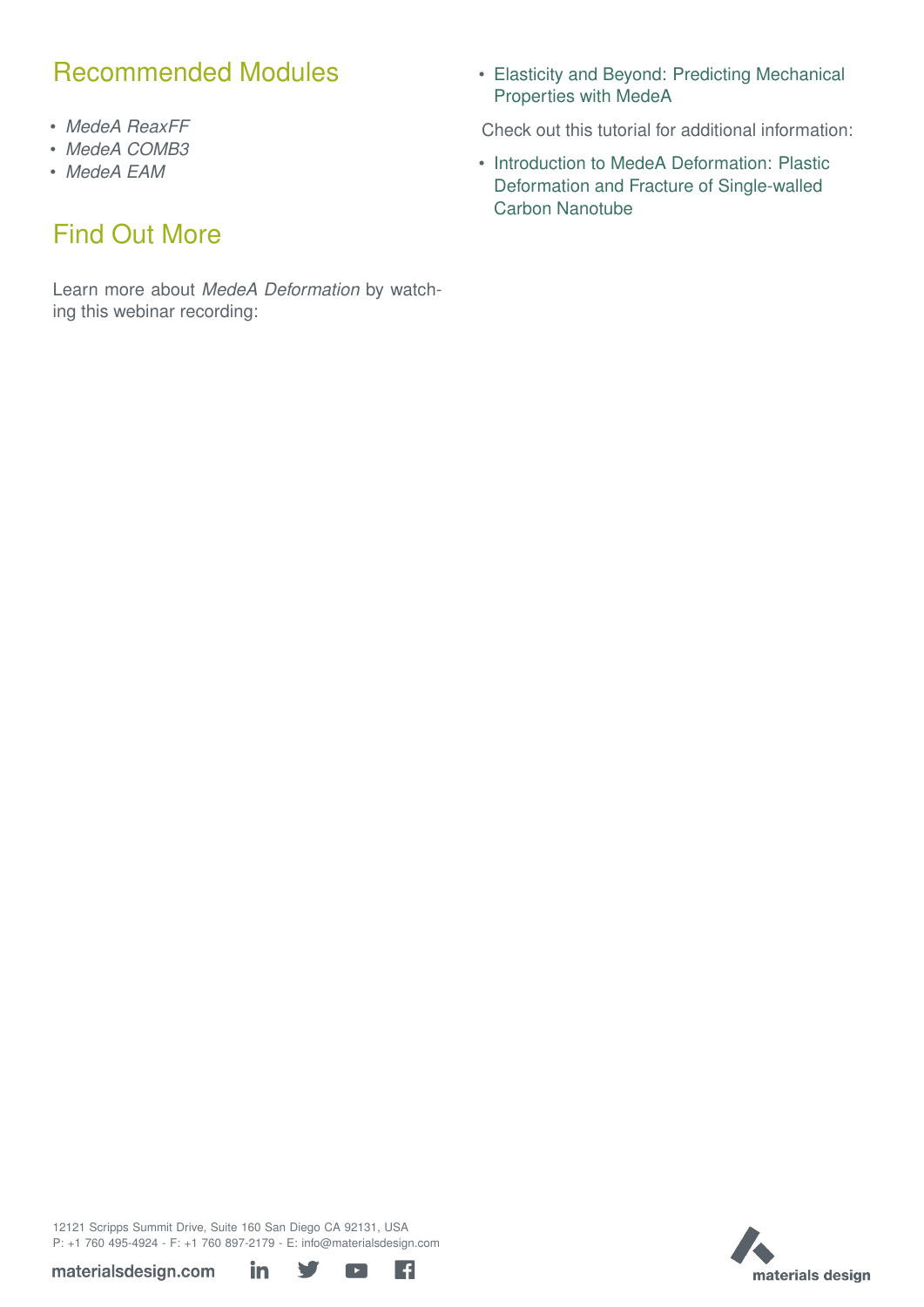## Recommended Modules

- *MedeA ReaxFF*
- *MedeA COMB3*
- *MedeA EAM*

## Find Out More

Learn more about *MedeA Deformation* by watching this webinar recording:

- Elasticity and Beyond: Predicting Mechanical Properties with MedeA

Check out this tutorial for additional information:

- Introduction to MedeA Deformation: Plastic Deformation and Fracture of Single-walled Carbon Nanotube